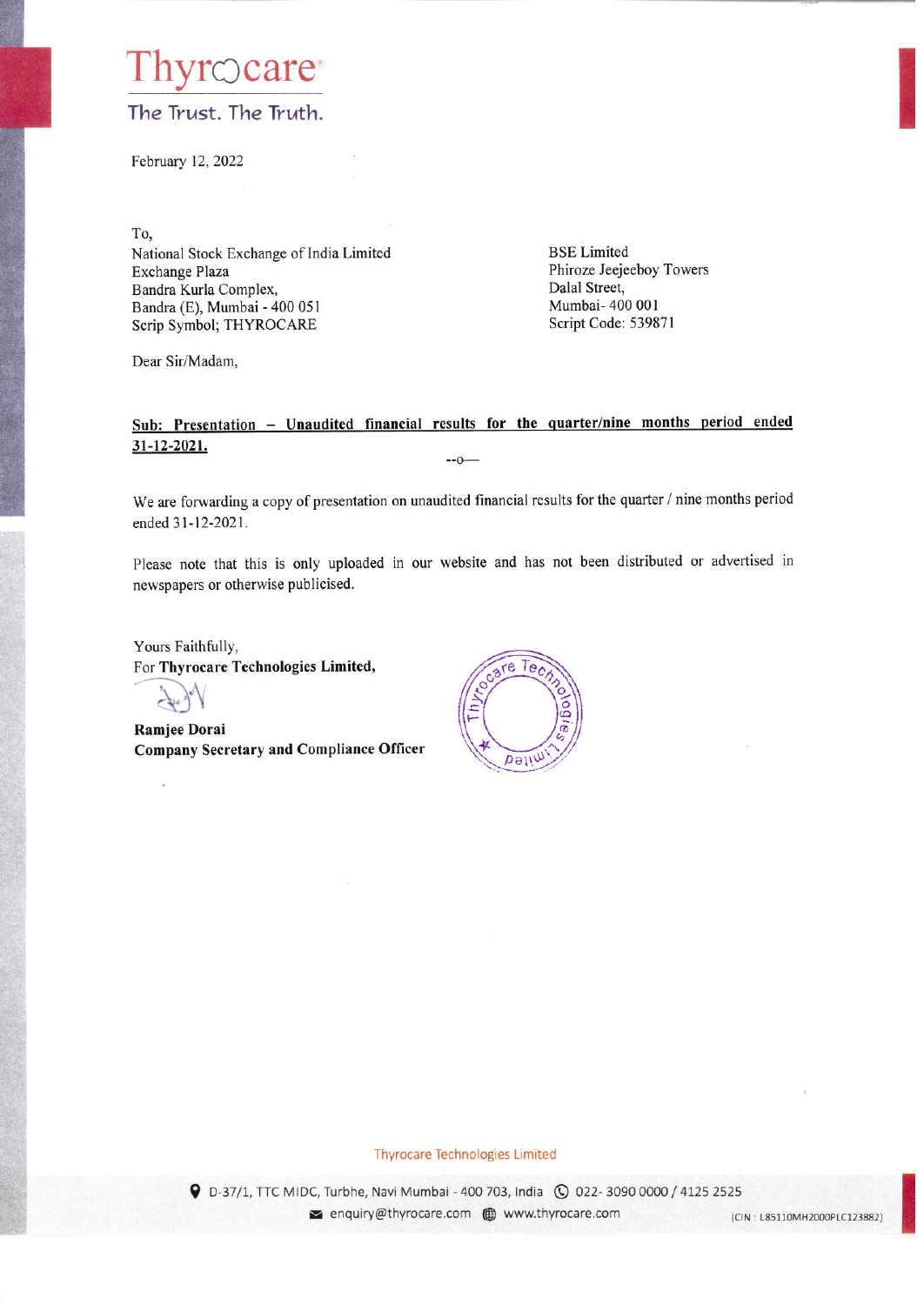Thyrocare

The Trust. The Truth.

February 12, 2022

To,

National Stock Exchange of India Limited
Exchange Plaza
Bandra Kurla Complex,
Bandra (E), Mumbai - 400 051
Scrip Symbol; THYROCARE

BSE Limited
Phiroze Jeejeeboy Towers
Dalal Street,
Mumbai- 400 001
Script Code: 539871

Dear Sir/Madam,

**Sub: Presentation – Unaudited financial results for the quarter/nine months period ended 31-12-2021.**

--o—

We are forwarding a copy of presentation on unaudited financial results for the quarter / nine months period ended 31-12-2021.

Please note that this is only uploaded in our website and has not been distributed or advertised in newspapers or otherwise publicised.

Yours Faithfully,
For **Thyrocare Technologies Limited,**

**Ramjee Dorai**
**Company Secretary and Compliance Officer**

Thyrocare Technologies Limited

D-37/1, TTC MIDC, Turbhe, Navi Mumbai - 400 703, India 022- 3090 0000 / 4125 2525
enquiry@thyrocare.com www.thyrocare.com (CIN : L85110MH2000PLC123882)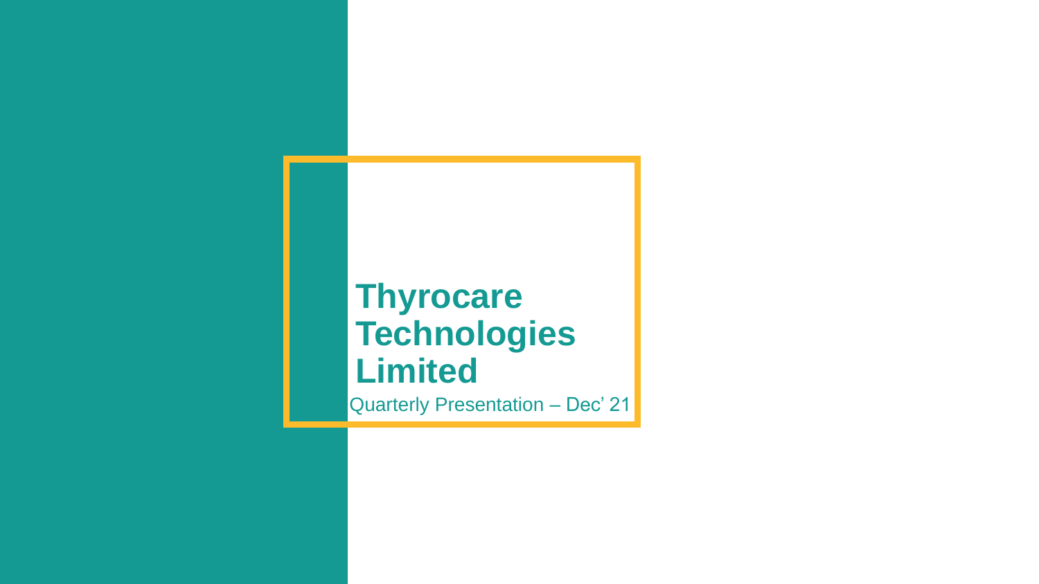# Thyrocare Technologies Limited

Quarterly Presentation – Dec’ 21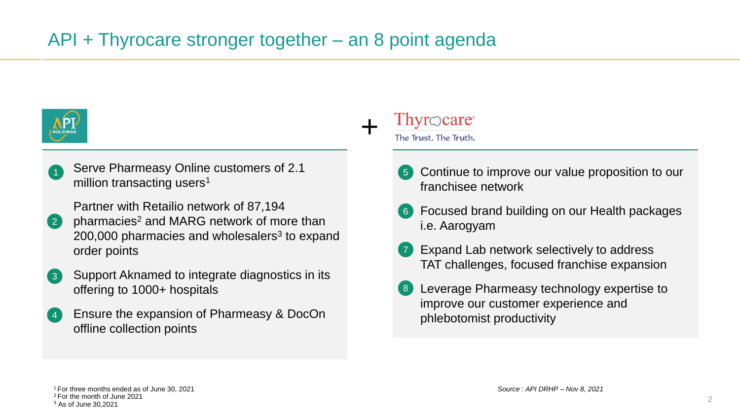# API + Thyrocare stronger together – an 8 point agenda

**API HOLDINGS**

1. Serve Pharmeasy Online customers of 2.1 million transacting users[1]
2. Partner with Retailio network of 87,194 pharmacies[2] and MARG network of more than 200,000 pharmacies and wholesalers[3] to expand order points
3. Support Aknamed to integrate diagnostics in its offering to 1000+ hospitals
4. Ensure the expansion of Pharmeasy & DocOn offline collection points

**+**

**Thyrocare** – The Trust. The Truth.

5. Continue to improve our value proposition to our franchisee network
6. Focused brand building on our Health packages i.e. Aarogyam
7. Expand Lab network selectively to address TAT challenges, focused franchise expansion
8. Leverage Pharmeasy technology expertise to improve our customer experience and phlebotomist productivity

[1] For three months ended as of June 30, 2021
[2] For the month of June 2021
[3] As of June 30,2021

*Source : API DRHP – Nov 8, 2021*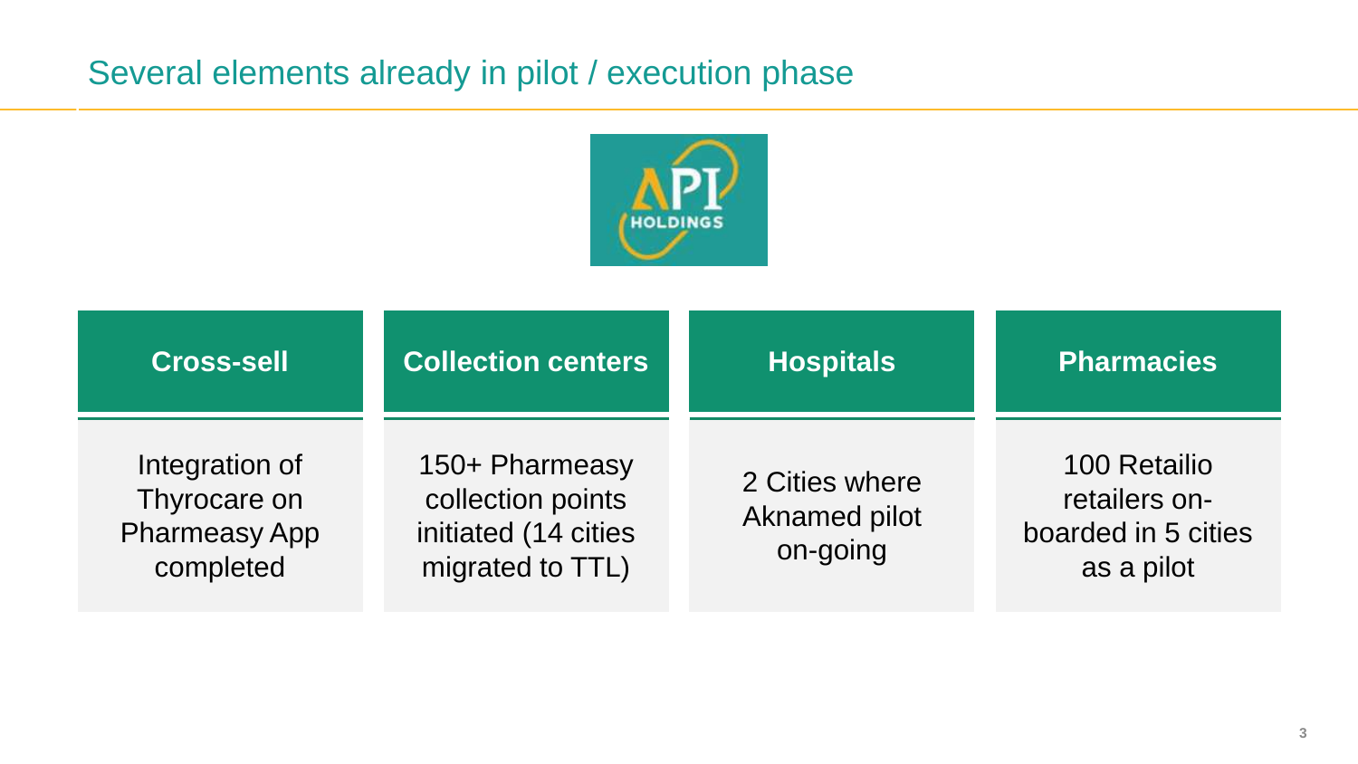# Several elements already in pilot / execution phase

API HOLDINGS

| Cross-sell | Collection centers | Hospitals | Pharmacies |
| --- | --- | --- | --- |
| Integration of Thyrocare on Pharmeasy App completed | 150+ Pharmeasy collection points initiated (14 cities migrated to TTL) | 2 Cities where Aknamed pilot on-going | 100 Retailio retailers on-boarded in 5 cities as a pilot |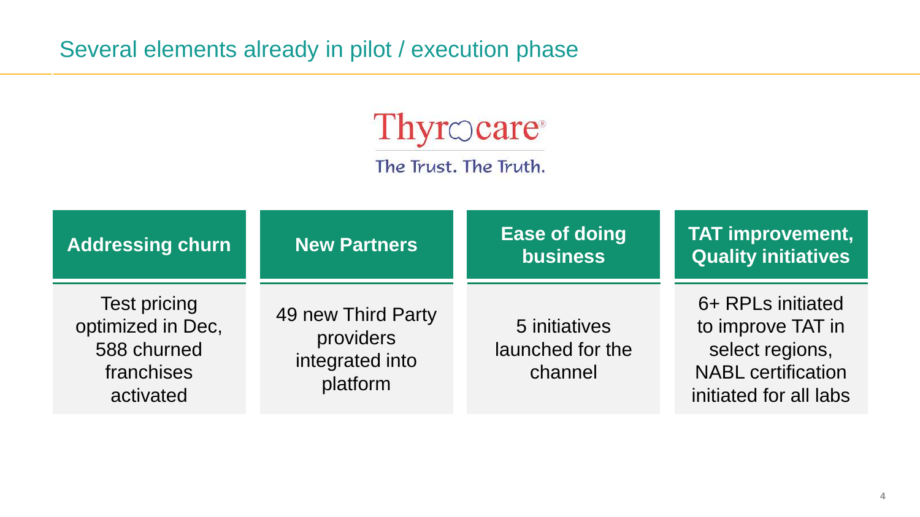# Several elements already in pilot / execution phase

Thyrocare®

The Trust. The Truth.

| Addressing churn | New Partners | Ease of doing business | TAT improvement, Quality initiatives |
|---|---|---|---|
| Test pricing optimized in Dec, 588 churned franchises activated | 49 new Third Party providers integrated into platform | 5 initiatives launched for the channel | 6+ RPLs initiated to improve TAT in select regions, NABL certification initiated for all labs |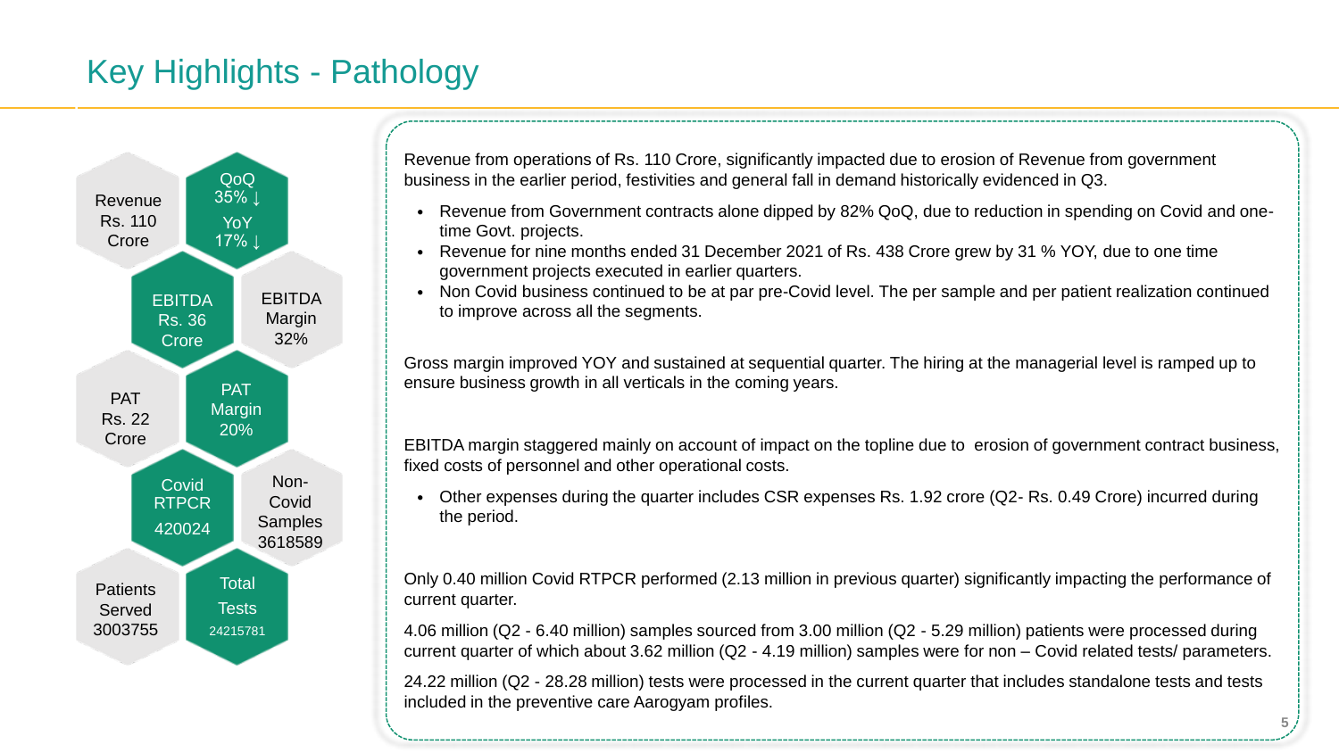# Key Highlights - Pathology

- Revenue Rs. 110 Crore
- QoQ 35% ↓ YoY 17% ↓
- EBITDA Rs. 36 Crore
- EBITDA Margin 32%
- PAT Rs. 22 Crore
- PAT Margin 20%
- Covid RTPCR 420024
- Non-Covid Samples 3618589
- Patients Served 3003755
- Total Tests 24215781

Revenue from operations of Rs. 110 Crore, significantly impacted due to erosion of Revenue from government business in the earlier period, festivities and general fall in demand historically evidenced in Q3.

- Revenue from Government contracts alone dipped by 82% QoQ, due to reduction in spending on Covid and one-time Govt. projects.
- Revenue for nine months ended 31 December 2021 of Rs. 438 Crore grew by 31 % YOY, due to one time government projects executed in earlier quarters.
- Non Covid business continued to be at par pre-Covid level. The per sample and per patient realization continued to improve across all the segments.

Gross margin improved YOY and sustained at sequential quarter. The hiring at the managerial level is ramped up to ensure business growth in all verticals in the coming years.

EBITDA margin staggered mainly on account of impact on the topline due to erosion of government contract business, fixed costs of personnel and other operational costs.

- Other expenses during the quarter includes CSR expenses Rs. 1.92 crore (Q2- Rs. 0.49 Crore) incurred during the period.

Only 0.40 million Covid RTPCR performed (2.13 million in previous quarter) significantly impacting the performance of current quarter.

4.06 million (Q2 - 6.40 million) samples sourced from 3.00 million (Q2 - 5.29 million) patients were processed during current quarter of which about 3.62 million (Q2 - 4.19 million) samples were for non – Covid related tests/ parameters.

24.22 million (Q2 - 28.28 million) tests were processed in the current quarter that includes standalone tests and tests included in the preventive care Aarogyam profiles.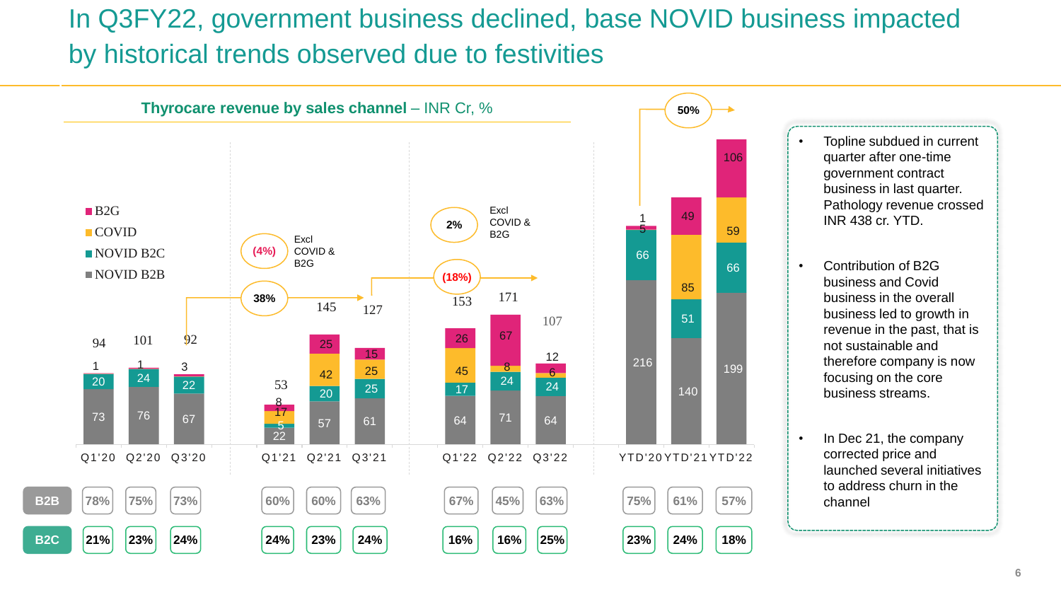# In Q3FY22, government business declined, base NOVID business impacted by historical trends observed due to festivities

## Thyrocare revenue by sales channel – INR Cr, %

| | Q1'20 | Q2'20 | Q3'20 | Q1'21 | Q2'21 | Q3'21 | Q1'22 | Q2'22 | Q3'22 | YTD'20 | YTD'21 | YTD'22 |
|---|---|---|---|---|---|---|---|---|---|---|---|---|
| B2G | 1 | 1 | 3 | 8 | 25 | 15 | 26 | 67 | 12 | 1 | 49 | 106 |
| COVID | | | | 17 | 42 | 25 | 45 | 8 | 6 | | 85 | 59 |
| NOVID B2C | 20 | 24 | 22 | 5 | 20 | 25 | 17 | 24 | 24 | 5 / 66 | 51 | 66 |
| NOVID B2B | 73 | 76 | 67 | 22 | 57 | 61 | 64 | 71 | 64 | 216 | 140 | 199 |
| Total | 94 | 101 | 92 | 53 | 145 | 127 | 153 | 171 | 107 | | | |
| B2B | 78% | 75% | 73% | 60% | 60% | 63% | 67% | 45% | 63% | 75% | 61% | 57% |
| B2C | 21% | 23% | 24% | 24% | 23% | 24% | 16% | 16% | 25% | 23% | 24% | 18% |

- Q3'20 to Q3'21: 38%; (4%) Excl COVID & B2G
- Q3'21 to Q3'22: (18%); 2% Excl COVID & B2G
- YTD'20 to YTD'22: 50%

- Topline subdued in current quarter after one-time government contract business in last quarter. Pathology revenue crossed INR 438 cr. YTD.
- Contribution of B2G business and Covid business in the overall business led to growth in revenue in the past, that is not sustainable and therefore company is now focusing on the core business streams.
- In Dec 21, the company corrected price and launched several initiatives to address churn in the channel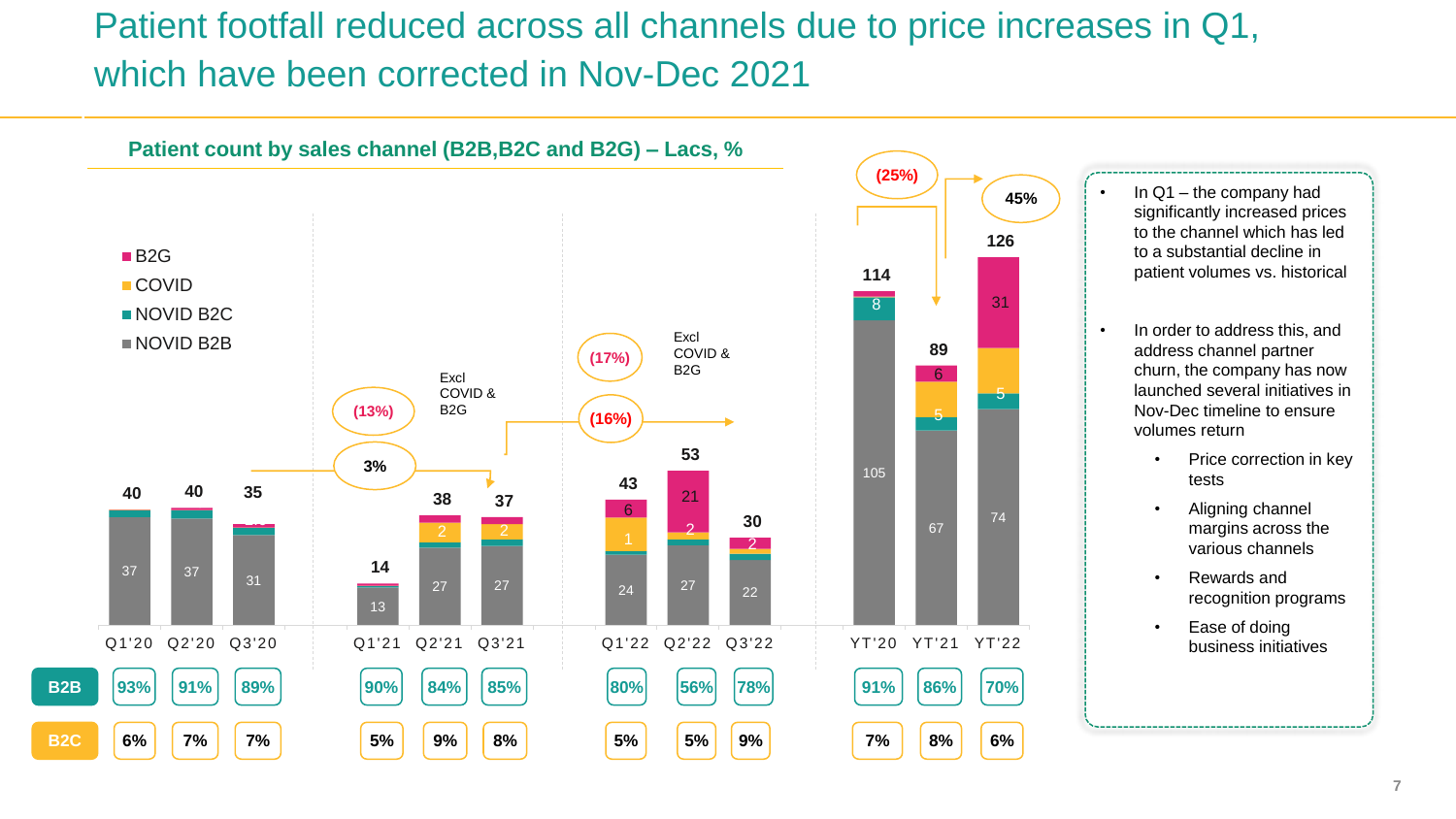# Patient footfall reduced across all channels due to price increases in Q1, which have been corrected in Nov-Dec 2021

## Patient count by sales channel (B2B,B2C and B2G) – Lacs, %

Legend: B2G, COVID, NOVID B2C, NOVID B2B

| | Q1'20 | Q2'20 | Q3'20 | Q1'21 | Q2'21 | Q3'21 | Q1'22 | Q2'22 | Q3'22 | YT'20 | YT'21 | YT'22 |
|---|---|---|---|---|---|---|---|---|---|---|---|---|
| Total | 40 | 40 | 35 | 14 | 38 | 37 | 43 | 53 | 30 | 114 | 89 | 126 |
| B2G | | | | | | | 6 | 21 | | | 6 | 31 |
| COVID | | | | | 2 | 2 | 1 | 2 | 2 | | 5 | |
| NOVID B2C | | | | | | | | | | 8 | 5 | 5 |
| NOVID B2B | 37 | 37 | 31 | 13 | 27 | 27 | 24 | 27 | 22 | 105 | 67 | 74 |
| B2B | 93% | 91% | 89% | 90% | 84% | 85% | 80% | 56% | 78% | 91% | 86% | 70% |
| B2C | 6% | 7% | 7% | 5% | 9% | 8% | 5% | 5% | 9% | 7% | 8% | 6% |

Growth annotations: Q3'20 to Q1'21: (13%); Q3'20 to Q3'21: 3% (Excl COVID & B2G); Q3'21 to Q1'22: (17%); Q3'21 to Q3'22: (16%) (Excl COVID & B2G); YT'20 to YT'21: (25%); YT'21 to YT'22: 45%

- In Q1 – the company had significantly increased prices to the channel which has led to a substantial decline in patient volumes vs. historical
- In order to address this, and address channel partner churn, the company has now launched several initiatives in Nov-Dec timeline to ensure volumes return
  - Price correction in key tests
  - Aligning channel margins across the various channels
  - Rewards and recognition programs
  - Ease of doing business initiatives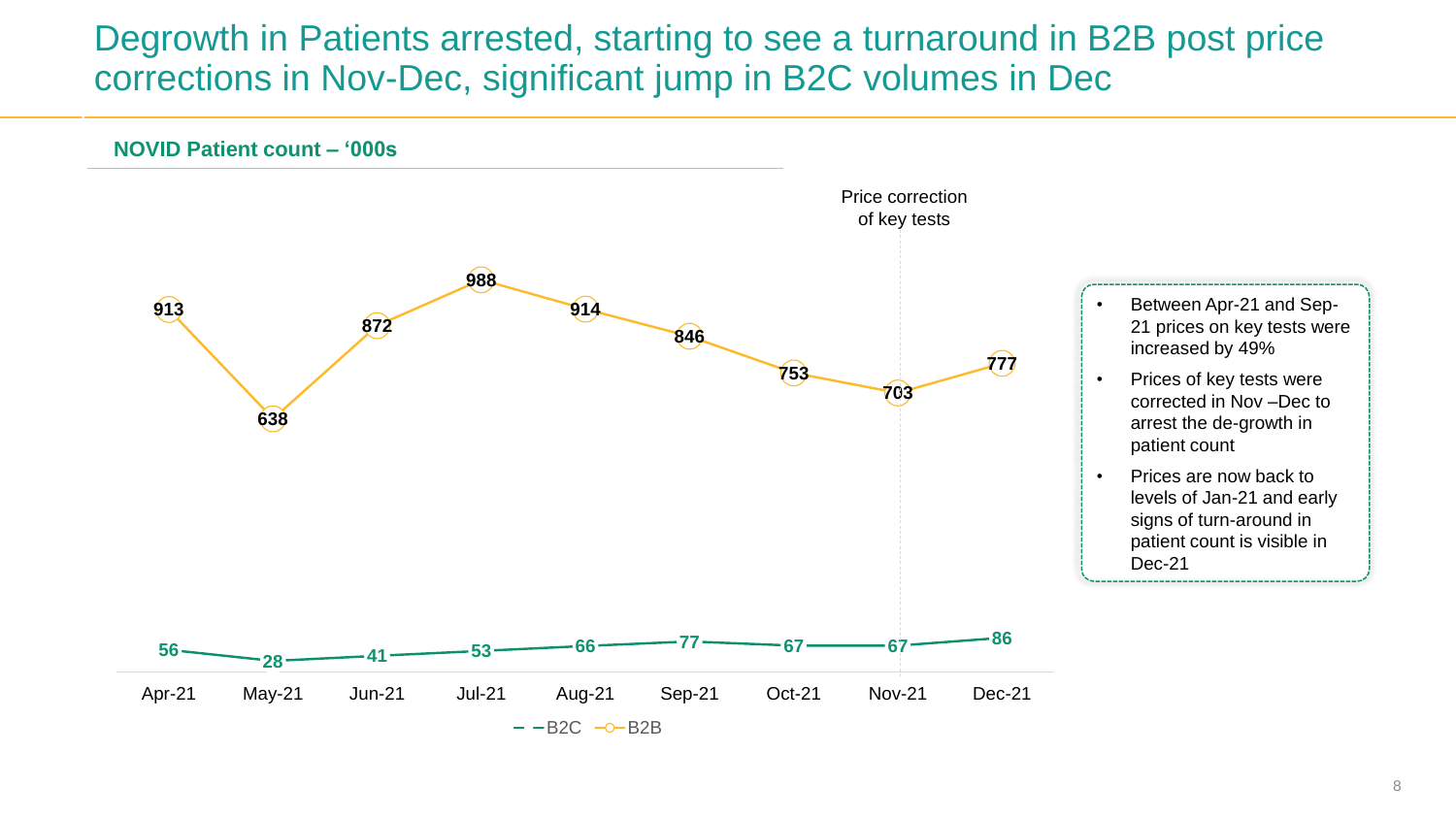# Degrowth in Patients arrested, starting to see a turnaround in B2B post price corrections in Nov-Dec, significant jump in B2C volumes in Dec

**NOVID Patient count – '000s**

| | Apr-21 | May-21 | Jun-21 | Jul-21 | Aug-21 | Sep-21 | Oct-21 | Nov-21 | Dec-21 |
|---|---|---|---|---|---|---|---|---|---|
| B2C | 56 | 28 | 41 | 53 | 66 | 77 | 67 | 67 | 86 |
| B2B | 913 | 638 | 872 | 988 | 914 | 846 | 753 | 703 | 777 |

Price correction of key tests (Nov-21)

- Between Apr-21 and Sep-21 prices on key tests were increased by 49%
- Prices of key tests were corrected in Nov –Dec to arrest the de-growth in patient count
- Prices are now back to levels of Jan-21 and early signs of turn-around in patient count is visible in Dec-21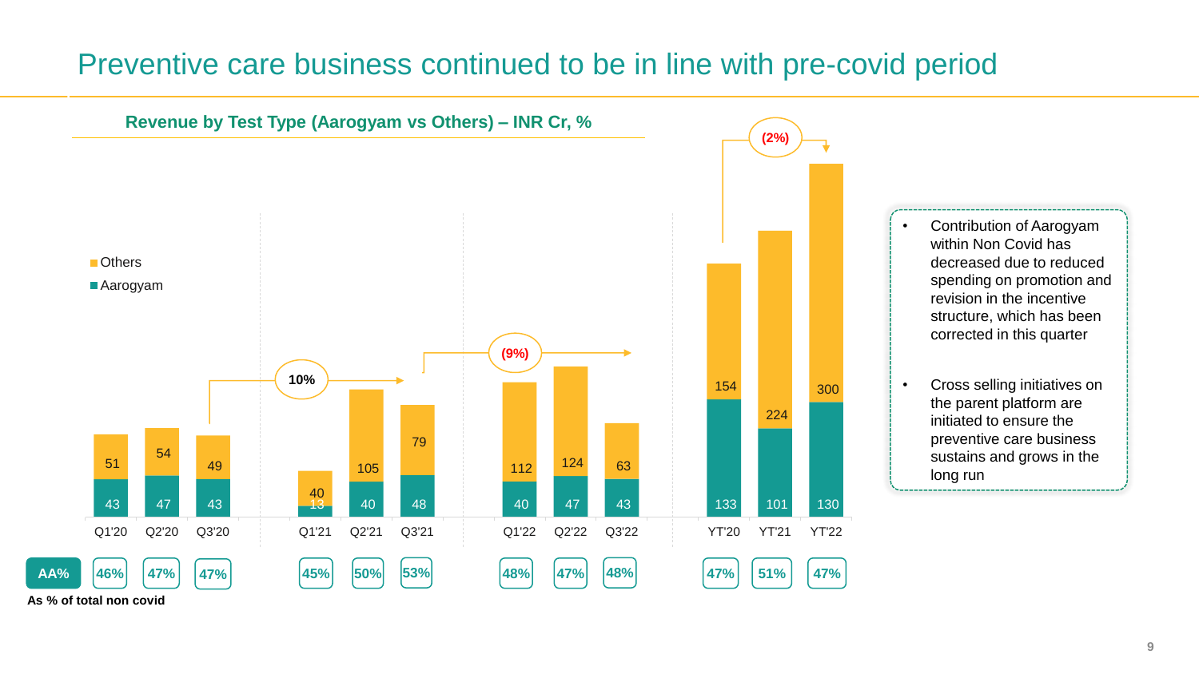# Preventive care business continued to be in line with pre-covid period

## Revenue by Test Type (Aarogyam vs Others) – INR Cr, %

| Period | Aarogyam | Others | AA% (As % of total non covid) |
|---|---|---|---|
| Q1'20 | 43 | 51 | 46% |
| Q2'20 | 47 | 54 | 47% |
| Q3'20 | 43 | 49 | 47% |
| Q1'21 | 13 | 40 | 45% |
| Q2'21 | 40 | 105 | 50% |
| Q3'21 | 48 | 79 | 53% |
| Q1'22 | 40 | 112 | 48% |
| Q2'22 | 47 | 124 | 47% |
| Q3'22 | 43 | 63 | 48% |
| YT'20 | 133 | 154 | 47% |
| YT'21 | 101 | 224 | 51% |
| YT'22 | 130 | 300 | 47% |

Growth callouts: Q3'20 → Q3'21: 10%; Q3'21 → Q3'22: (9%); YT'20 → YT'22: (2%)

- Contribution of Aarogyam within Non Covid has decreased due to reduced spending on promotion and revision in the incentive structure, which has been corrected in this quarter
- Cross selling initiatives on the parent platform are initiated to ensure the preventive care business sustains and grows in the long run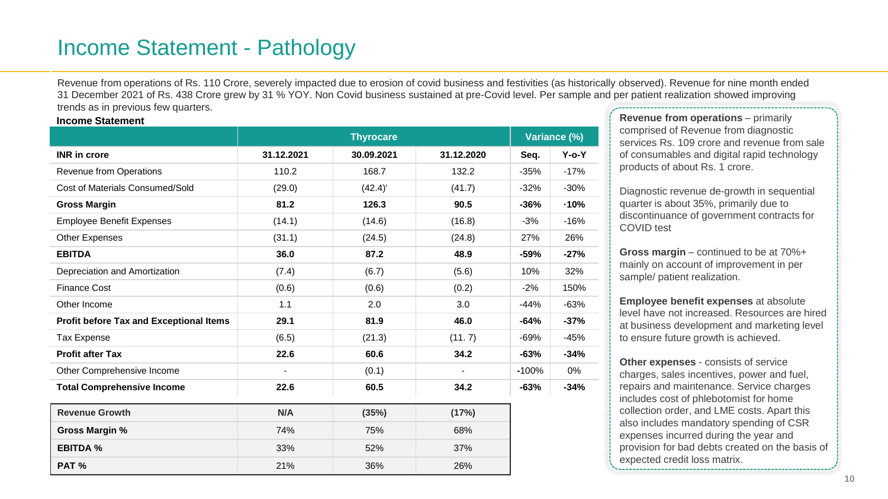# Income Statement - Pathology

Revenue from operations of Rs. 110 Crore, severely impacted due to erosion of covid business and festivities (as historically observed). Revenue for nine month ended 31 December 2021 of Rs. 438 Crore grew by 31 % YOY. Non Covid business sustained at pre-Covid level. Per sample and per patient realization showed improving trends as in previous few quarters.

**Income Statement**

| | Thyrocare | | | Variance (%) | |
|---|---|---|---|---|---|
| **INR in crore** | **31.12.2021** | **30.09.2021** | **31.12.2020** | **Seq.** | **Y-o-Y** |
| Revenue from Operations | 110.2 | 168.7 | 132.2 | -35% | -17% |
| Cost of Materials Consumed/Sold | (29.0) | (42.4)' | (41.7) | -32% | -30% |
| **Gross Margin** | **81.2** | **126.3** | **90.5** | **-36%** | **·10%** |
| Employee Benefit Expenses | (14.1) | (14.6) | (16.8) | -3% | -16% |
| Other Expenses | (31.1) | (24.5) | (24.8) | 27% | 26% |
| **EBITDA** | **36.0** | **87.2** | **48.9** | **-59%** | **-27%** |
| Depreciation and Amortization | (7.4) | (6.7) | (5.6) | 10% | 32% |
| Finance Cost | (0.6) | (0.6) | (0.2) | -2% | 150% |
| Other Income | 1.1 | 2.0 | 3.0 | -44% | -63% |
| **Profit before Tax and Exceptional Items** | **29.1** | **81.9** | **46.0** | **-64%** | **-37%** |
| Tax Expense | (6.5) | (21.3) | (11. 7) | -69% | -45% |
| **Profit after Tax** | **22.6** | **60.6** | **34.2** | **-63%** | **-34%** |
| Other Comprehensive Income | - | (0.1) | - | -100% | 0% |
| **Total Comprehensive Income** | **22.6** | **60.5** | **34.2** | **-63%** | **-34%** |

| | | | |
|---|---|---|---|
| **Revenue Growth** | **N/A** | **(35%)** | **(17%)** |
| **Gross Margin %** | 74% | 75% | 68% |
| **EBITDA %** | 33% | 52% | 37% |
| **PAT %** | 21% | 36% | 26% |

**Revenue from operations** – primarily comprised of Revenue from diagnostic services Rs. 109 crore and revenue from sale of consumables and digital rapid technology products of about Rs. 1 crore.

Diagnostic revenue de-growth in sequential quarter is about 35%, primarily due to discontinuance of government contracts for COVID test

**Gross margin** – continued to be at 70%+ mainly on account of improvement in per sample/ patient realization.

**Employee benefit expenses** at absolute level have not increased. Resources are hired at business development and marketing level to ensure future growth is achieved.

**Other expenses** - consists of service charges, sales incentives, power and fuel, repairs and maintenance. Service charges includes cost of phlebotomist for home collection order, and LME costs. Apart this also includes mandatory spending of CSR expenses incurred during the year and provision for bad debts created on the basis of expected credit loss matrix.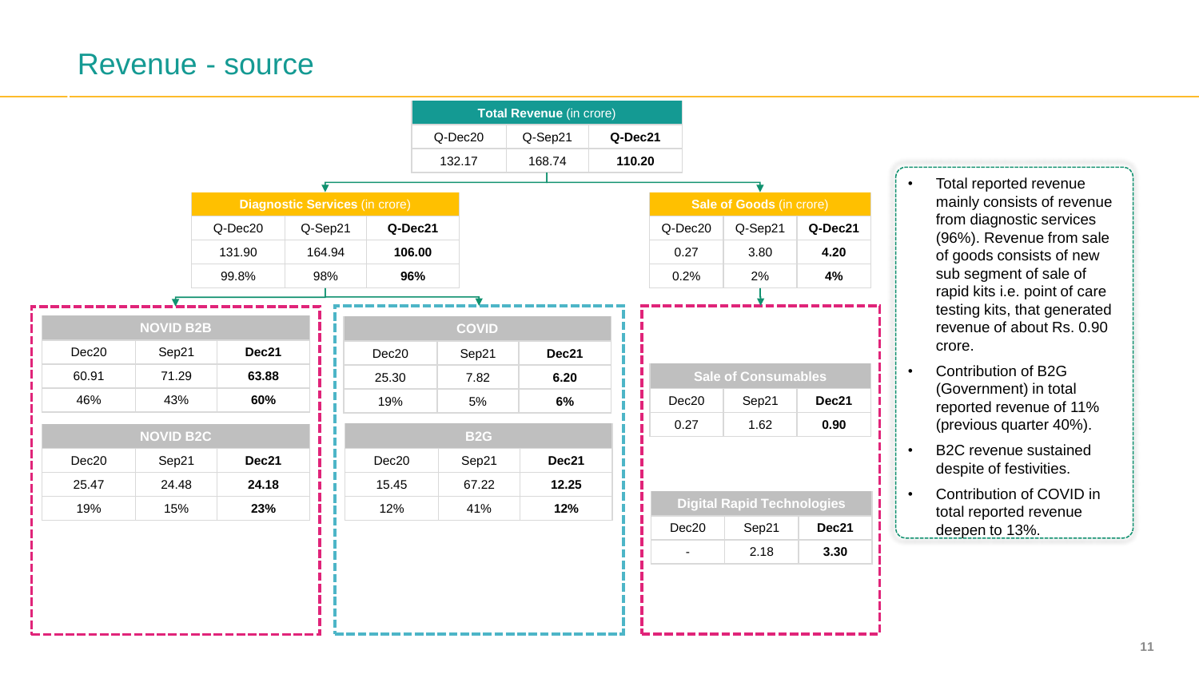# Revenue - source

| Total Revenue (in crore) | | |
|---|---|---|
| Q-Dec20 | Q-Sep21 | **Q-Dec21** |
| 132.17 | 168.74 | **110.20** |

| Diagnostic Services (in crore) | | |
|---|---|---|
| Q-Dec20 | Q-Sep21 | **Q-Dec21** |
| 131.90 | 164.94 | **106.00** |
| 99.8% | 98% | **96%** |

| Sale of Goods (in crore) | | |
|---|---|---|
| Q-Dec20 | Q-Sep21 | **Q-Dec21** |
| 0.27 | 3.80 | **4.20** |
| 0.2% | 2% | **4%** |

| NOVID B2B | | |
|---|---|---|
| Dec20 | Sep21 | **Dec21** |
| 60.91 | 71.29 | **63.88** |
| 46% | 43% | **60%** |

| NOVID B2C | | |
|---|---|---|
| Dec20 | Sep21 | **Dec21** |
| 25.47 | 24.48 | **24.18** |
| 19% | 15% | **23%** |

| COVID | | |
|---|---|---|
| Dec20 | Sep21 | **Dec21** |
| 25.30 | 7.82 | **6.20** |
| 19% | 5% | **6%** |

| B2G | | |
|---|---|---|
| Dec20 | Sep21 | **Dec21** |
| 15.45 | 67.22 | **12.25** |
| 12% | 41% | **12%** |

| Sale of Consumables | | |
|---|---|---|
| Dec20 | Sep21 | **Dec21** |
| 0.27 | 1.62 | **0.90** |

| Digital Rapid Technologies | | |
|---|---|---|
| Dec20 | Sep21 | **Dec21** |
| - | 2.18 | **3.30** |

- Total reported revenue mainly consists of revenue from diagnostic services (96%). Revenue from sale of goods consists of new sub segment of sale of rapid kits i.e. point of care testing kits, that generated revenue of about Rs. 0.90 crore.
- Contribution of B2G (Government) in total reported revenue of 11% (previous quarter 40%).
- B2C revenue sustained despite of festivities.
- Contribution of COVID in total reported revenue deepen to 13%.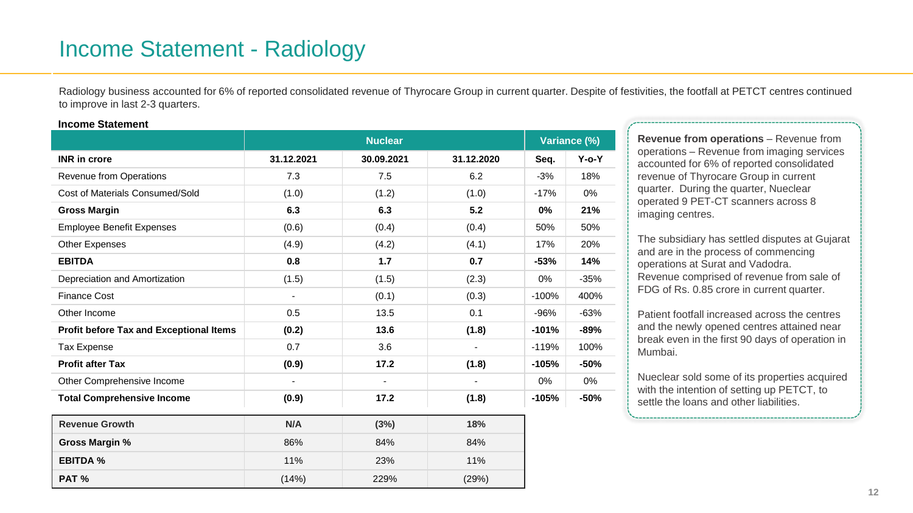# Income Statement - Radiology

Radiology business accounted for 6% of reported consolidated revenue of Thyrocare Group in current quarter. Despite of festivities, the footfall at PETCT centres continued to improve in last 2-3 quarters.

**Income Statement**

| | Nuclear | | | Variance (%) | |
|---|---|---|---|---|---|
| **INR in crore** | **31.12.2021** | **30.09.2021** | **31.12.2020** | **Seq.** | **Y-o-Y** |
| Revenue from Operations | 7.3 | 7.5 | 6.2 | -3% | 18% |
| Cost of Materials Consumed/Sold | (1.0) | (1.2) | (1.0) | -17% | 0% |
| **Gross Margin** | **6.3** | **6.3** | **5.2** | **0%** | **21%** |
| Employee Benefit Expenses | (0.6) | (0.4) | (0.4) | 50% | 50% |
| Other Expenses | (4.9) | (4.2) | (4.1) | 17% | 20% |
| **EBITDA** | **0.8** | **1.7** | **0.7** | **-53%** | **14%** |
| Depreciation and Amortization | (1.5) | (1.5) | (2.3) | 0% | -35% |
| Finance Cost | - | (0.1) | (0.3) | -100% | 400% |
| Other Income | 0.5 | 13.5 | 0.1 | -96% | -63% |
| **Profit before Tax and Exceptional Items** | **(0.2)** | **13.6** | **(1.8)** | **-101%** | **-89%** |
| Tax Expense | 0.7 | 3.6 | - | -119% | 100% |
| **Profit after Tax** | **(0.9)** | **17.2** | **(1.8)** | **-105%** | **-50%** |
| Other Comprehensive Income | - | - | - | 0% | 0% |
| **Total Comprehensive Income** | **(0.9)** | **17.2** | **(1.8)** | **-105%** | **-50%** |

| | | | |
|---|---|---|---|
| **Revenue Growth** | **N/A** | **(3%)** | **18%** |
| **Gross Margin %** | 86% | 84% | 84% |
| **EBITDA %** | 11% | 23% | 11% |
| **PAT %** | (14%) | 229% | (29%) |

**Revenue from operations** – Revenue from operations – Revenue from imaging services accounted for 6% of reported consolidated revenue of Thyrocare Group in current quarter. During the quarter, Nueclear operated 9 PET-CT scanners across 8 imaging centres.

The subsidiary has settled disputes at Gujarat and are in the process of commencing operations at Surat and Vadodra.
Revenue comprised of revenue from sale of FDG of Rs. 0.85 crore in current quarter.

Patient footfall increased across the centres and the newly opened centres attained near break even in the first 90 days of operation in Mumbai.

Nueclear sold some of its properties acquired with the intention of setting up PETCT, to settle the loans and other liabilities.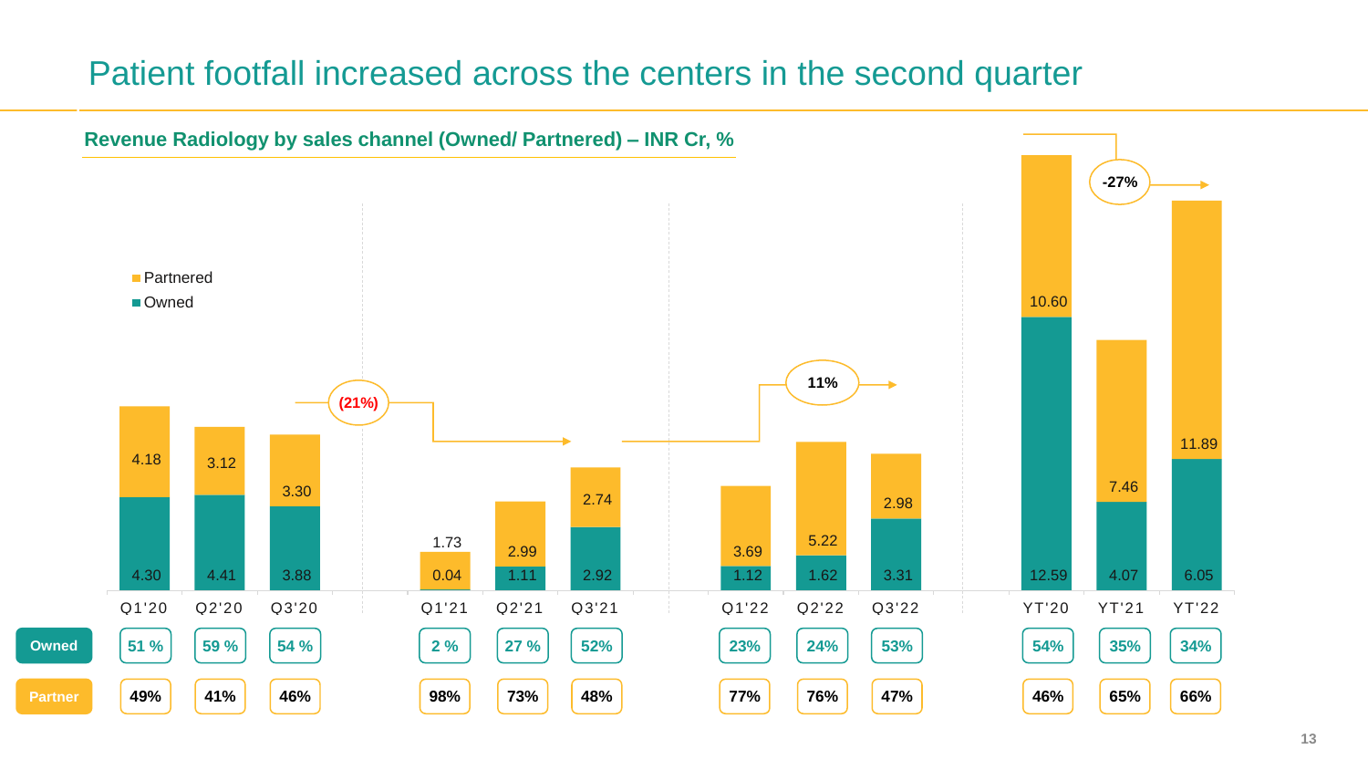# Patient footfall increased across the centers in the second quarter

## Revenue Radiology by sales channel (Owned/ Partnered) – INR Cr, %

| | Q1'20 | Q2'20 | Q3'20 | Q1'21 | Q2'21 | Q3'21 | Q1'22 | Q2'22 | Q3'22 | YT'20 | YT'21 | YT'22 |
|---|---|---|---|---|---|---|---|---|---|---|---|---|
| Partnered | 4.18 | 3.12 | 3.30 | 1.73 | 2.99 | 2.74 | 3.69 | 5.22 | 2.98 | 10.60 | 7.46 | 11.89 |
| Owned | 4.30 | 4.41 | 3.88 | 0.04 | 1.11 | 2.92 | 1.12 | 1.62 | 3.31 | 12.59 | 4.07 | 6.05 |
| Owned % | 51 % | 59 % | 54 % | 2 % | 27 % | 52% | 23% | 24% | 53% | 54% | 35% | 34% |
| Partner % | 49% | 41% | 46% | 98% | 73% | 48% | 77% | 76% | 47% | 46% | 65% | 66% |

Q3'20 → Q3'21: (21%)

Q3'21 → Q3'22: 11%

YT'20 → YT'22: -27%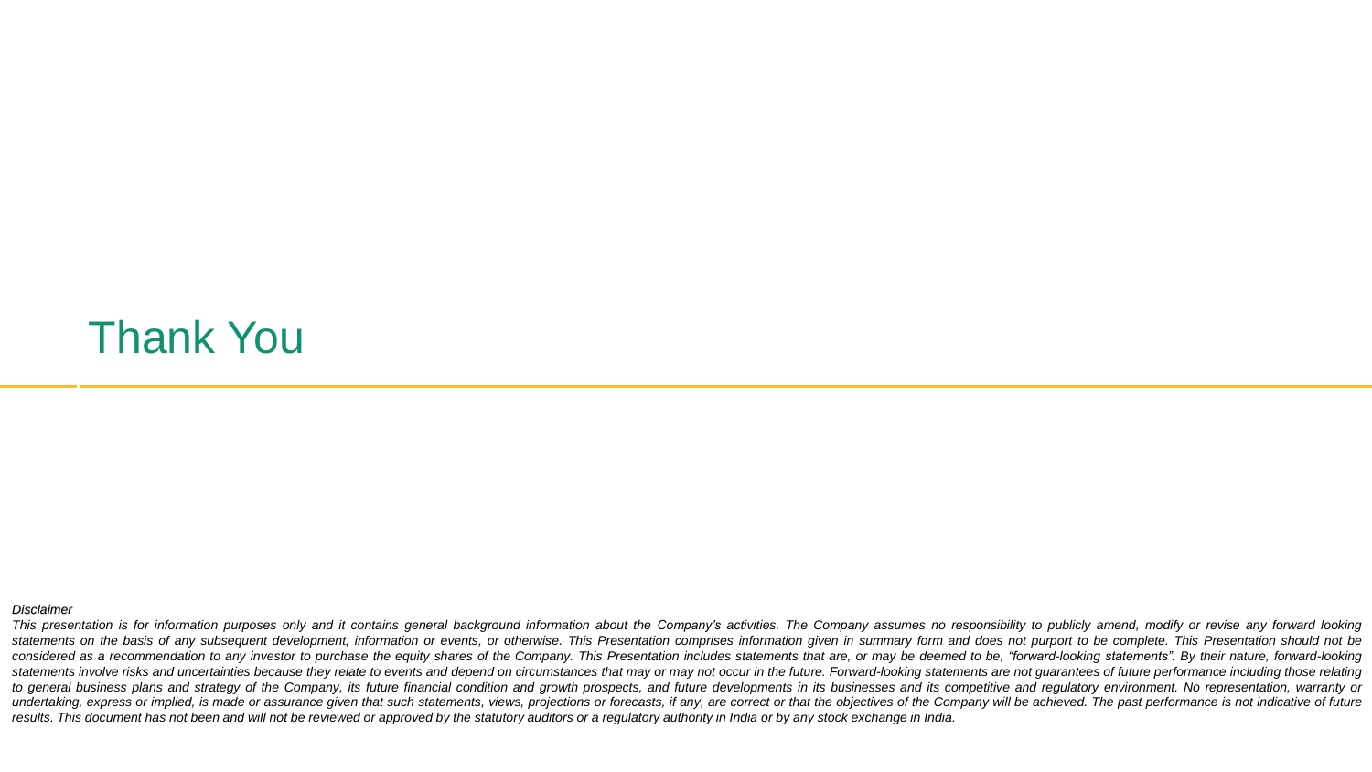# Thank You

*Disclaimer*

*This presentation is for information purposes only and it contains general background information about the Company's activities. The Company assumes no responsibility to publicly amend, modify or revise any forward looking statements on the basis of any subsequent development, information or events, or otherwise. This Presentation comprises information given in summary form and does not purport to be complete. This Presentation should not be considered as a recommendation to any investor to purchase the equity shares of the Company. This Presentation includes statements that are, or may be deemed to be, "forward-looking statements". By their nature, forward-looking statements involve risks and uncertainties because they relate to events and depend on circumstances that may or may not occur in the future. Forward-looking statements are not guarantees of future performance including those relating to general business plans and strategy of the Company, its future financial condition and growth prospects, and future developments in its businesses and its competitive and regulatory environment. No representation, warranty or undertaking, express or implied, is made or assurance given that such statements, views, projections or forecasts, if any, are correct or that the objectives of the Company will be achieved. The past performance is not indicative of future results. This document has not been and will not be reviewed or approved by the statutory auditors or a regulatory authority in India or by any stock exchange in India.*